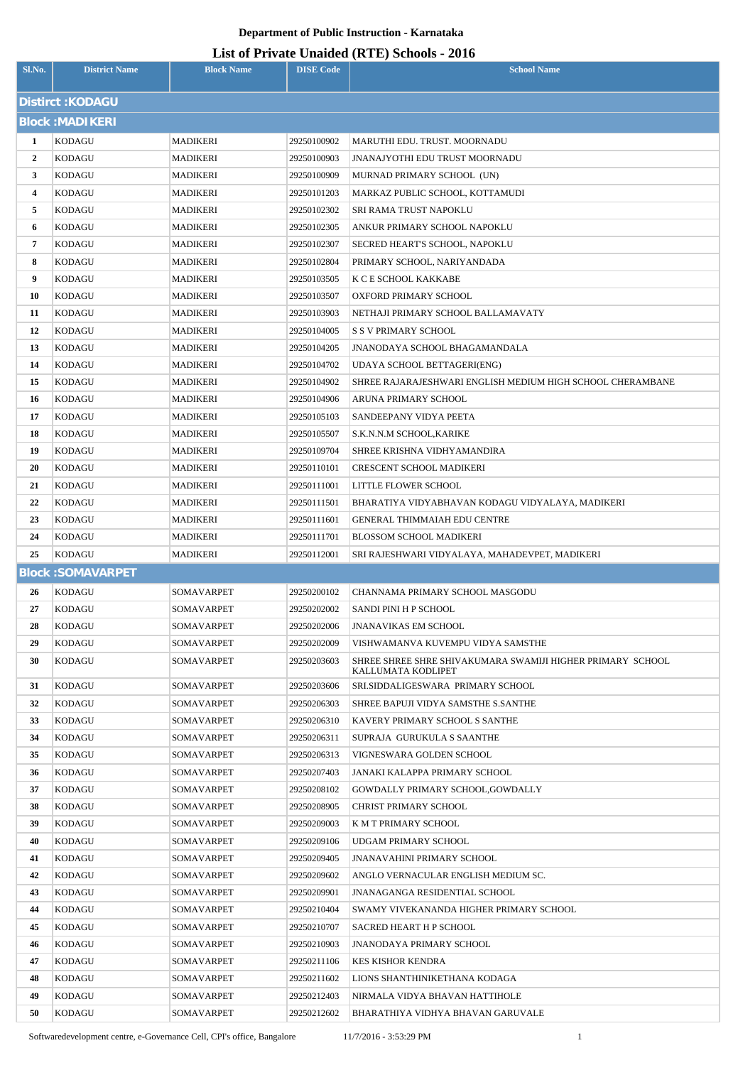# Department of Public Instruction - Karnataka

## List of Private Unaided (RTE) Schools - 2016

| Sl.No. | District Name | Block Name | DISE Code | School Name |
|---|---|---|---|---|
| **Distirct :KODAGU** | | | | |
| **Block :MADIKERI** | | | | |
| 1 | KODAGU | MADIKERI | 29250100902 | MARUTHI EDU. TRUST. MOORNADU |
| 2 | KODAGU | MADIKERI | 29250100903 | JNANAJYOTHI EDU TRUST MOORNADU |
| 3 | KODAGU | MADIKERI | 29250100909 | MURNAD PRIMARY SCHOOL (UN) |
| 4 | KODAGU | MADIKERI | 29250101203 | MARKAZ PUBLIC SCHOOL, KOTTAMUDI |
| 5 | KODAGU | MADIKERI | 29250102302 | SRI RAMA TRUST NAPOKLU |
| 6 | KODAGU | MADIKERI | 29250102305 | ANKUR PRIMARY SCHOOL NAPOKLU |
| 7 | KODAGU | MADIKERI | 29250102307 | SECRED HEART'S SCHOOL, NAPOKLU |
| 8 | KODAGU | MADIKERI | 29250102804 | PRIMARY SCHOOL, NARIYANDADA |
| 9 | KODAGU | MADIKERI | 29250103505 | K C E SCHOOL KAKKABE |
| 10 | KODAGU | MADIKERI | 29250103507 | OXFORD PRIMARY SCHOOL |
| 11 | KODAGU | MADIKERI | 29250103903 | NETHAJI PRIMARY SCHOOL BALLAMAVATY |
| 12 | KODAGU | MADIKERI | 29250104005 | S S V PRIMARY SCHOOL |
| 13 | KODAGU | MADIKERI | 29250104205 | JNANODAYA SCHOOL BHAGAMANDALA |
| 14 | KODAGU | MADIKERI | 29250104702 | UDAYA SCHOOL BETTAGERI(ENG) |
| 15 | KODAGU | MADIKERI | 29250104902 | SHREE RAJARAJESHWARI ENGLISH MEDIUM HIGH SCHOOL CHERAMBANE |
| 16 | KODAGU | MADIKERI | 29250104906 | ARUNA PRIMARY SCHOOL |
| 17 | KODAGU | MADIKERI | 29250105103 | SANDEEPANY VIDYA PEETA |
| 18 | KODAGU | MADIKERI | 29250105507 | S.K.N.N.M SCHOOL,KARIKE |
| 19 | KODAGU | MADIKERI | 29250109704 | SHREE KRISHNA VIDHYAMANDIRA |
| 20 | KODAGU | MADIKERI | 29250110101 | CRESCENT SCHOOL MADIKERI |
| 21 | KODAGU | MADIKERI | 29250111001 | LITTLE FLOWER SCHOOL |
| 22 | KODAGU | MADIKERI | 29250111501 | BHARATIYA VIDYABHAVAN KODAGU VIDYALAYA, MADIKERI |
| 23 | KODAGU | MADIKERI | 29250111601 | GENERAL THIMMAIAH EDU CENTRE |
| 24 | KODAGU | MADIKERI | 29250111701 | BLOSSOM SCHOOL MADIKERI |
| 25 | KODAGU | MADIKERI | 29250112001 | SRI RAJESHWARI VIDYALAYA, MAHADEVPET, MADIKERI |
| **Block :SOMAVARPET** | | | | |
| 26 | KODAGU | SOMAVARPET | 29250200102 | CHANNAMA PRIMARY SCHOOL MASGODU |
| 27 | KODAGU | SOMAVARPET | 29250202002 | SANDI PINI H P SCHOOL |
| 28 | KODAGU | SOMAVARPET | 29250202006 | JNANAVIKAS EM SCHOOL |
| 29 | KODAGU | SOMAVARPET | 29250202009 | VISHWAMANVA KUVEMPU VIDYA SAMSTHE |
| 30 | KODAGU | SOMAVARPET | 29250203603 | SHREE SHREE SHRE SHIVAKUMARA SWAMIJI HIGHER PRIMARY SCHOOL KALLUMATA KODLIPET |
| 31 | KODAGU | SOMAVARPET | 29250203606 | SRI.SIDDALIGESWARA PRIMARY SCHOOL |
| 32 | KODAGU | SOMAVARPET | 29250206303 | SHREE BAPUJI VIDYA SAMSTHE S.SANTHE |
| 33 | KODAGU | SOMAVARPET | 29250206310 | KAVERY PRIMARY SCHOOL S SANTHE |
| 34 | KODAGU | SOMAVARPET | 29250206311 | SUPRAJA GURUKULA S SAANTHE |
| 35 | KODAGU | SOMAVARPET | 29250206313 | VIGNESWARA GOLDEN SCHOOL |
| 36 | KODAGU | SOMAVARPET | 29250207403 | JANAKI KALAPPA PRIMARY SCHOOL |
| 37 | KODAGU | SOMAVARPET | 29250208102 | GOWDALLY PRIMARY SCHOOL,GOWDALLY |
| 38 | KODAGU | SOMAVARPET | 29250208905 | CHRIST PRIMARY SCHOOL |
| 39 | KODAGU | SOMAVARPET | 29250209003 | K M T PRIMARY SCHOOL |
| 40 | KODAGU | SOMAVARPET | 29250209106 | UDGAM PRIMARY SCHOOL |
| 41 | KODAGU | SOMAVARPET | 29250209405 | JNANAVAHINI PRIMARY SCHOOL |
| 42 | KODAGU | SOMAVARPET | 29250209602 | ANGLO VERNACULAR ENGLISH MEDIUM SC. |
| 43 | KODAGU | SOMAVARPET | 29250209901 | JNANAGANGA RESIDENTIAL SCHOOL |
| 44 | KODAGU | SOMAVARPET | 29250210404 | SWAMY VIVEKANANDA HIGHER PRIMARY SCHOOL |
| 45 | KODAGU | SOMAVARPET | 29250210707 | SACRED HEART H P SCHOOL |
| 46 | KODAGU | SOMAVARPET | 29250210903 | JNANODAYA PRIMARY SCHOOL |
| 47 | KODAGU | SOMAVARPET | 29250211106 | KES KISHOR KENDRA |
| 48 | KODAGU | SOMAVARPET | 29250211602 | LIONS SHANTHINIKETHANA KODAGA |
| 49 | KODAGU | SOMAVARPET | 29250212403 | NIRMALA VIDYA BHAVAN HATTIHOLE |
| 50 | KODAGU | SOMAVARPET | 29250212602 | BHARATHIYA VIDHYA BHAVAN GARUVALE |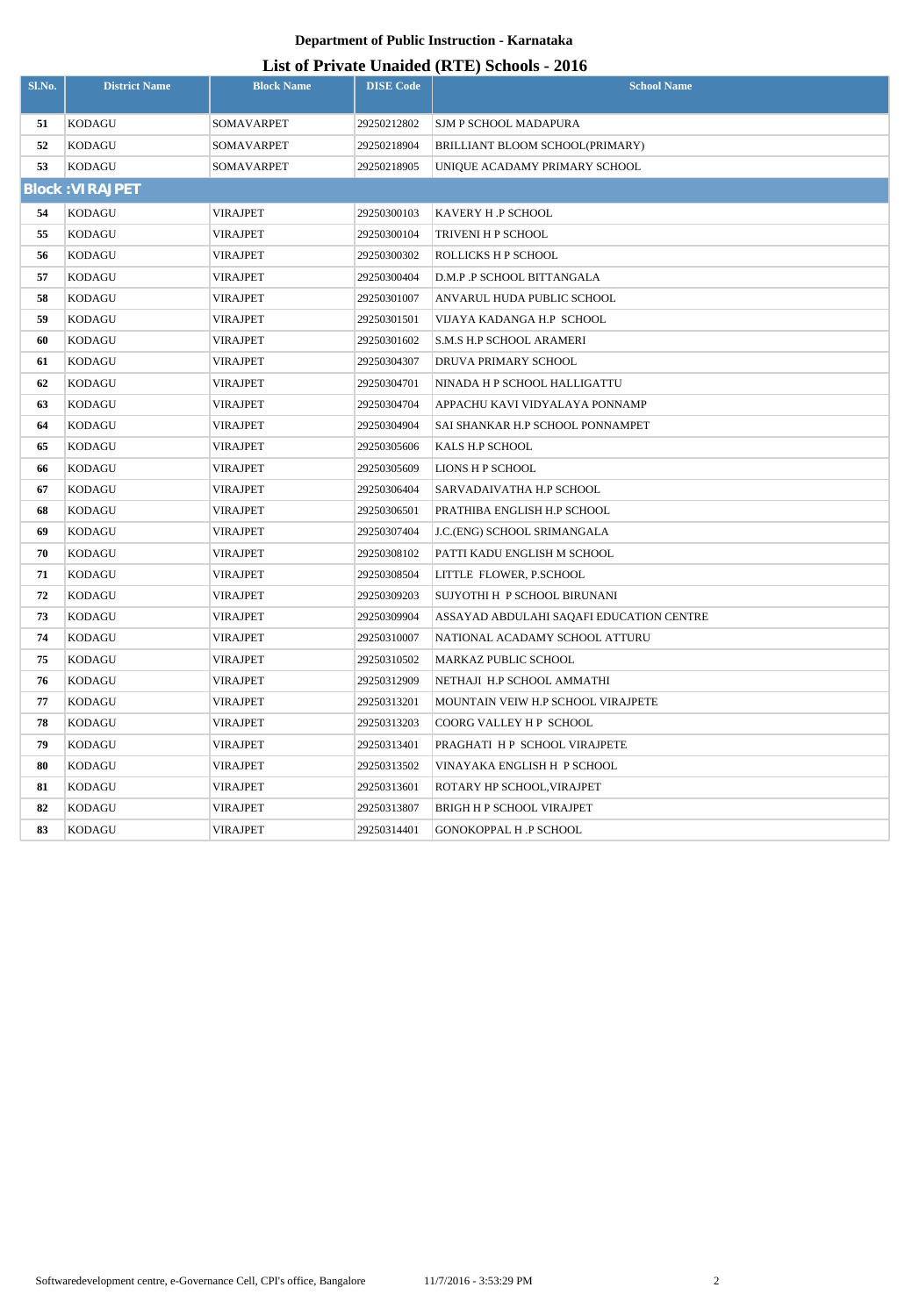**Department of Public Instruction - Karnataka**

**List of Private Unaided (RTE) Schools - 2016**

| Sl.No. | District Name | Block Name | DISE Code | School Name |
|---|---|---|---|---|
| 51 | KODAGU | SOMAVARPET | 29250212802 | SJM P SCHOOL MADAPURA |
| 52 | KODAGU | SOMAVARPET | 29250218904 | BRILLIANT BLOOM SCHOOL(PRIMARY) |
| 53 | KODAGU | SOMAVARPET | 29250218905 | UNIQUE ACADAMY PRIMARY SCHOOL |
| **Block : VIRAJPET** | | | | |
| 54 | KODAGU | VIRAJPET | 29250300103 | KAVERY H .P SCHOOL |
| 55 | KODAGU | VIRAJPET | 29250300104 | TRIVENI H P SCHOOL |
| 56 | KODAGU | VIRAJPET | 29250300302 | ROLLICKS H P SCHOOL |
| 57 | KODAGU | VIRAJPET | 29250300404 | D.M.P .P SCHOOL BITTANGALA |
| 58 | KODAGU | VIRAJPET | 29250301007 | ANVARUL HUDA PUBLIC SCHOOL |
| 59 | KODAGU | VIRAJPET | 29250301501 | VIJAYA KADANGA H.P SCHOOL |
| 60 | KODAGU | VIRAJPET | 29250301602 | S.M.S H.P SCHOOL ARAMERI |
| 61 | KODAGU | VIRAJPET | 29250304307 | DRUVA PRIMARY SCHOOL |
| 62 | KODAGU | VIRAJPET | 29250304701 | NINADA H P SCHOOL HALLIGATTU |
| 63 | KODAGU | VIRAJPET | 29250304704 | APPACHU KAVI VIDYALAYA PONNAMP |
| 64 | KODAGU | VIRAJPET | 29250304904 | SAI SHANKAR H.P SCHOOL PONNAMPET |
| 65 | KODAGU | VIRAJPET | 29250305606 | KALS H.P SCHOOL |
| 66 | KODAGU | VIRAJPET | 29250305609 | LIONS H P SCHOOL |
| 67 | KODAGU | VIRAJPET | 29250306404 | SARVADAIVATHA H.P SCHOOL |
| 68 | KODAGU | VIRAJPET | 29250306501 | PRATHIBA ENGLISH H.P SCHOOL |
| 69 | KODAGU | VIRAJPET | 29250307404 | J.C.(ENG) SCHOOL SRIMANGALA |
| 70 | KODAGU | VIRAJPET | 29250308102 | PATTI KADU ENGLISH M SCHOOL |
| 71 | KODAGU | VIRAJPET | 29250308504 | LITTLE FLOWER, P.SCHOOL |
| 72 | KODAGU | VIRAJPET | 29250309203 | SUJYOTHI H P SCHOOL BIRUNANI |
| 73 | KODAGU | VIRAJPET | 29250309904 | ASSAYAD ABDULAHI SAQAFI EDUCATION CENTRE |
| 74 | KODAGU | VIRAJPET | 29250310007 | NATIONAL ACADAMY SCHOOL ATTURU |
| 75 | KODAGU | VIRAJPET | 29250310502 | MARKAZ PUBLIC SCHOOL |
| 76 | KODAGU | VIRAJPET | 29250312909 | NETHAJI H.P SCHOOL AMMATHI |
| 77 | KODAGU | VIRAJPET | 29250313201 | MOUNTAIN VEIW H.P SCHOOL VIRAJPETE |
| 78 | KODAGU | VIRAJPET | 29250313203 | COORG VALLEY H P SCHOOL |
| 79 | KODAGU | VIRAJPET | 29250313401 | PRAGHATI H P SCHOOL VIRAJPETE |
| 80 | KODAGU | VIRAJPET | 29250313502 | VINAYAKA ENGLISH H P SCHOOL |
| 81 | KODAGU | VIRAJPET | 29250313601 | ROTARY HP SCHOOL,VIRAJPET |
| 82 | KODAGU | VIRAJPET | 29250313807 | BRIGH H P SCHOOL VIRAJPET |
| 83 | KODAGU | VIRAJPET | 29250314401 | GONOKOPPAL H .P SCHOOL |

Softwaredevelopment centre, e-Governance Cell, CPI's office, Bangalore 11/7/2016 - 3:53:29 PM